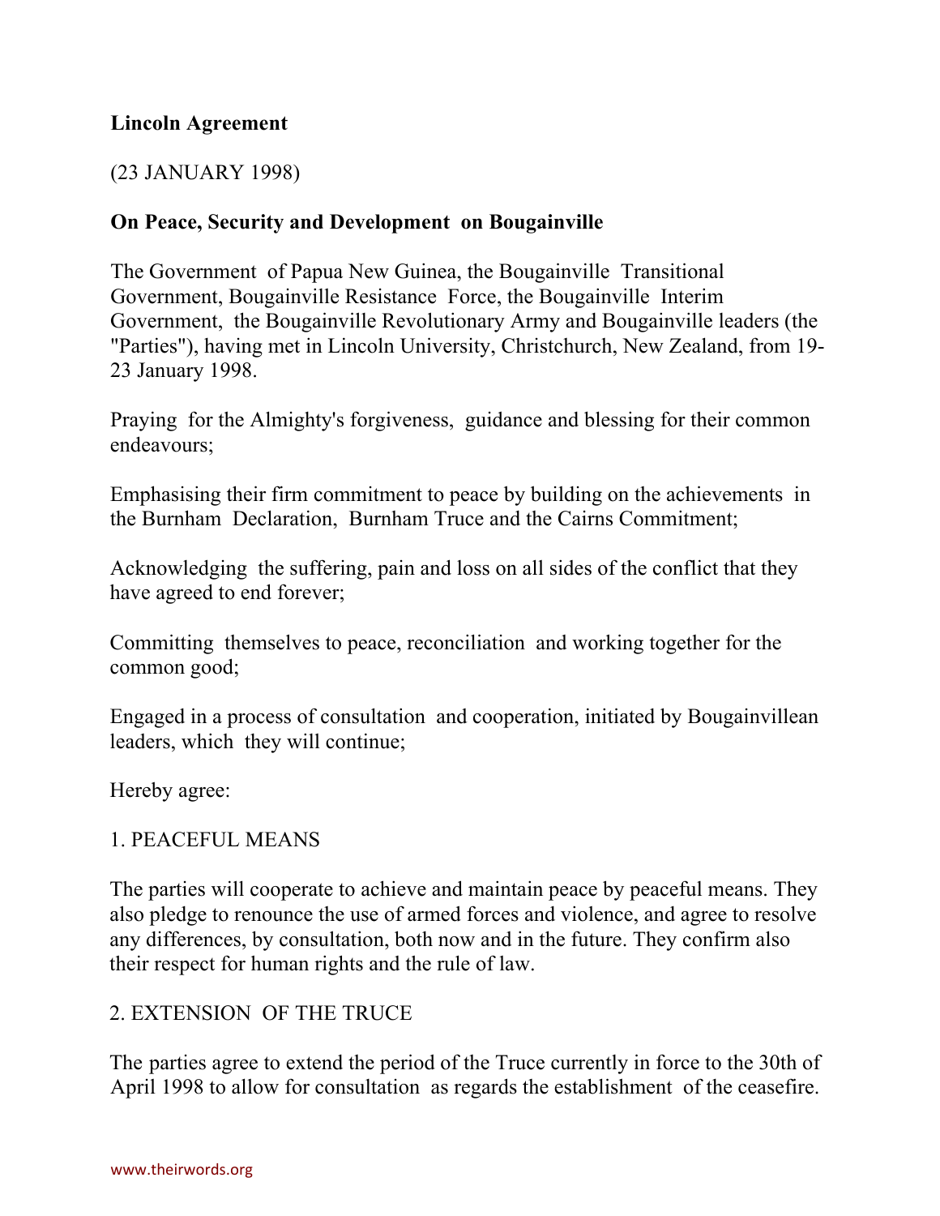**Lincoln Agreement**

(23 JANUARY 1998)

**On Peace, Security and Development on Bougainville**

The Government of Papua New Guinea, the Bougainville Transitional Government, Bougainville Resistance Force, the Bougainville Interim Government, the Bougainville Revolutionary Army and Bougainville leaders (the "Parties"), having met in Lincoln University, Christchurch, New Zealand, from 19-23 January 1998.

Praying for the Almighty's forgiveness, guidance and blessing for their common endeavours;

Emphasising their firm commitment to peace by building on the achievements in the Burnham Declaration, Burnham Truce and the Cairns Commitment;

Acknowledging the suffering, pain and loss on all sides of the conflict that they have agreed to end forever;

Committing themselves to peace, reconciliation and working together for the common good;

Engaged in a process of consultation and cooperation, initiated by Bougainvillean leaders, which they will continue;

Hereby agree:

1. PEACEFUL MEANS

The parties will cooperate to achieve and maintain peace by peaceful means. They also pledge to renounce the use of armed forces and violence, and agree to resolve any differences, by consultation, both now and in the future. They confirm also their respect for human rights and the rule of law.

2. EXTENSION OF THE TRUCE

The parties agree to extend the period of the Truce currently in force to the 30th of April 1998 to allow for consultation as regards the establishment of the ceasefire.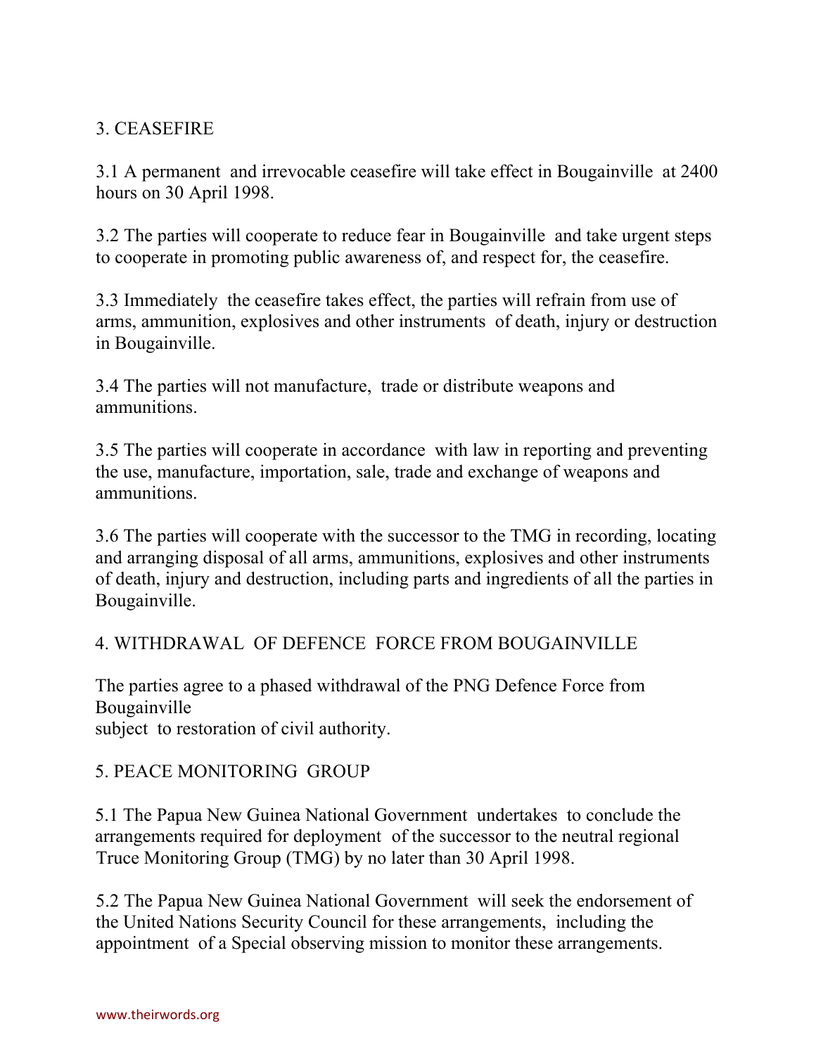## 3. CEASEFIRE

3.1 A permanent and irrevocable ceasefire will take effect in Bougainville at 2400 hours on 30 April 1998.

3.2 The parties will cooperate to reduce fear in Bougainville and take urgent steps to cooperate in promoting public awareness of, and respect for, the ceasefire.

3.3 Immediately the ceasefire takes effect, the parties will refrain from use of arms, ammunition, explosives and other instruments of death, injury or destruction in Bougainville.

3.4 The parties will not manufacture, trade or distribute weapons and ammunitions.

3.5 The parties will cooperate in accordance with law in reporting and preventing the use, manufacture, importation, sale, trade and exchange of weapons and ammunitions.

3.6 The parties will cooperate with the successor to the TMG in recording, locating and arranging disposal of all arms, ammunitions, explosives and other instruments of death, injury and destruction, including parts and ingredients of all the parties in Bougainville.

## 4. WITHDRAWAL OF DEFENCE FORCE FROM BOUGAINVILLE

The parties agree to a phased withdrawal of the PNG Defence Force from Bougainville
subject to restoration of civil authority.

## 5. PEACE MONITORING GROUP

5.1 The Papua New Guinea National Government undertakes to conclude the arrangements required for deployment of the successor to the neutral regional Truce Monitoring Group (TMG) by no later than 30 April 1998.

5.2 The Papua New Guinea National Government will seek the endorsement of the United Nations Security Council for these arrangements, including the appointment of a Special observing mission to monitor these arrangements.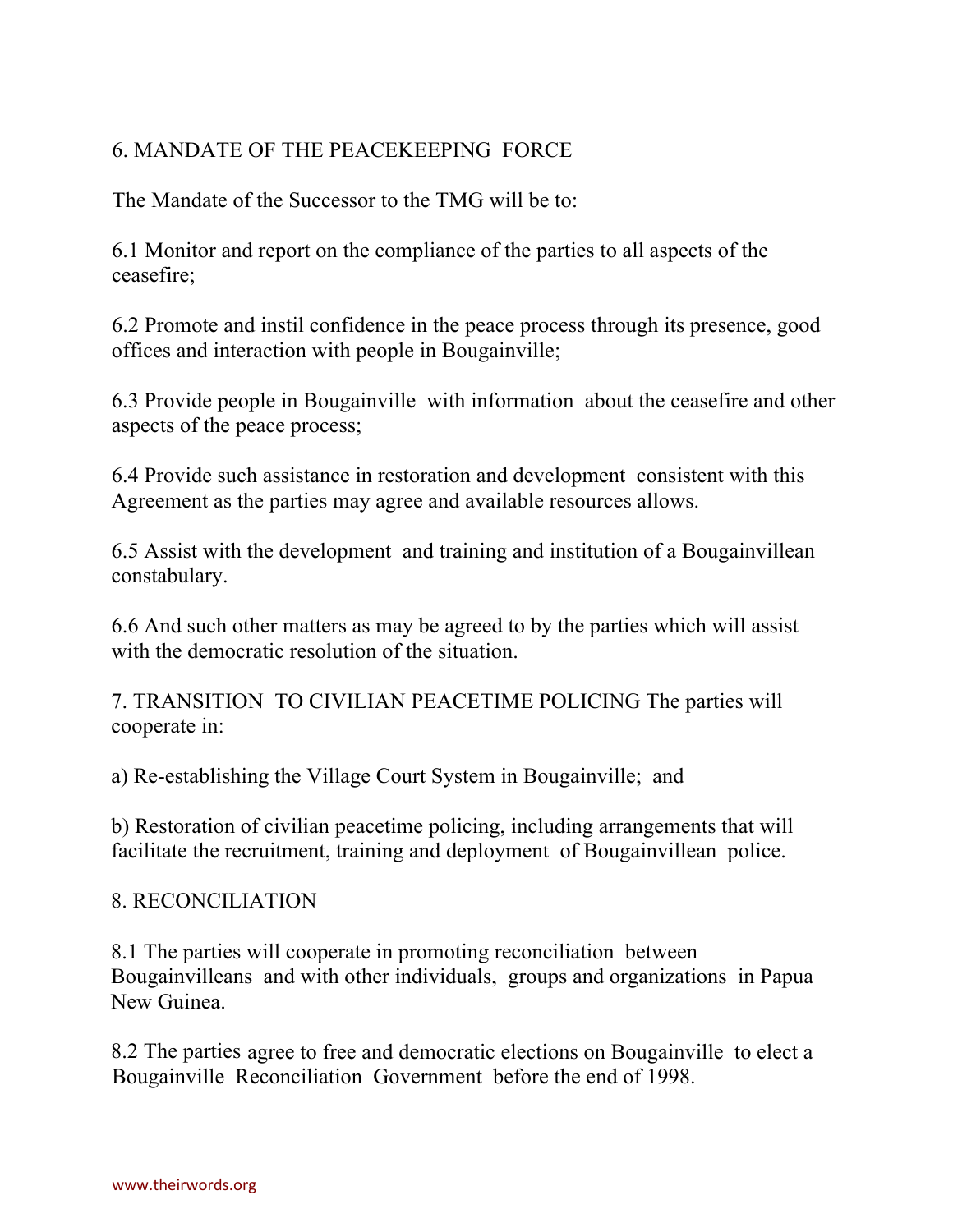## 6. MANDATE OF THE PEACEKEEPING FORCE

The Mandate of the Successor to the TMG will be to:

6.1 Monitor and report on the compliance of the parties to all aspects of the ceasefire;

6.2 Promote and instil confidence in the peace process through its presence, good offices and interaction with people in Bougainville;

6.3 Provide people in Bougainville with information about the ceasefire and other aspects of the peace process;

6.4 Provide such assistance in restoration and development consistent with this Agreement as the parties may agree and available resources allows.

6.5 Assist with the development and training and institution of a Bougainvillean constabulary.

6.6 And such other matters as may be agreed to by the parties which will assist with the democratic resolution of the situation.

## 7. TRANSITION TO CIVILIAN PEACETIME POLICING

The parties will cooperate in:

a) Re-establishing the Village Court System in Bougainville; and

b) Restoration of civilian peacetime policing, including arrangements that will facilitate the recruitment, training and deployment of Bougainvillean police.

## 8. RECONCILIATION

8.1 The parties will cooperate in promoting reconciliation between Bougainvilleans and with other individuals, groups and organizations in Papua New Guinea.

8.2 The parties agree to free and democratic elections on Bougainville to elect a Bougainville Reconciliation Government before the end of 1998.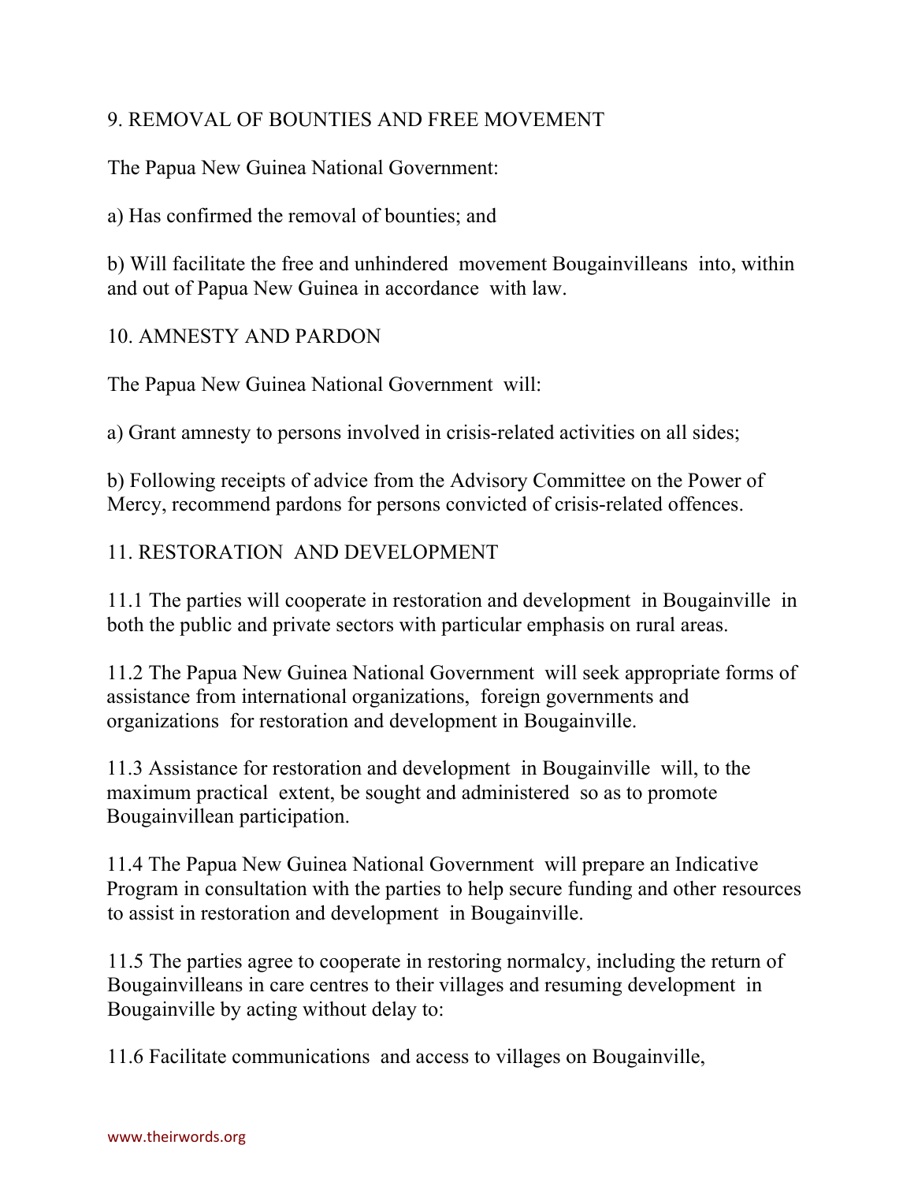## 9. REMOVAL OF BOUNTIES AND FREE MOVEMENT

The Papua New Guinea National Government:

a) Has confirmed the removal of bounties; and

b) Will facilitate the free and unhindered movement Bougainvilleans into, within and out of Papua New Guinea in accordance with law.

## 10. AMNESTY AND PARDON

The Papua New Guinea National Government will:

a) Grant amnesty to persons involved in crisis-related activities on all sides;

b) Following receipts of advice from the Advisory Committee on the Power of Mercy, recommend pardons for persons convicted of crisis-related offences.

## 11. RESTORATION AND DEVELOPMENT

11.1 The parties will cooperate in restoration and development in Bougainville in both the public and private sectors with particular emphasis on rural areas.

11.2 The Papua New Guinea National Government will seek appropriate forms of assistance from international organizations, foreign governments and organizations for restoration and development in Bougainville.

11.3 Assistance for restoration and development in Bougainville will, to the maximum practical extent, be sought and administered so as to promote Bougainvillean participation.

11.4 The Papua New Guinea National Government will prepare an Indicative Program in consultation with the parties to help secure funding and other resources to assist in restoration and development in Bougainville.

11.5 The parties agree to cooperate in restoring normalcy, including the return of Bougainvilleans in care centres to their villages and resuming development in Bougainville by acting without delay to:

11.6 Facilitate communications and access to villages on Bougainville,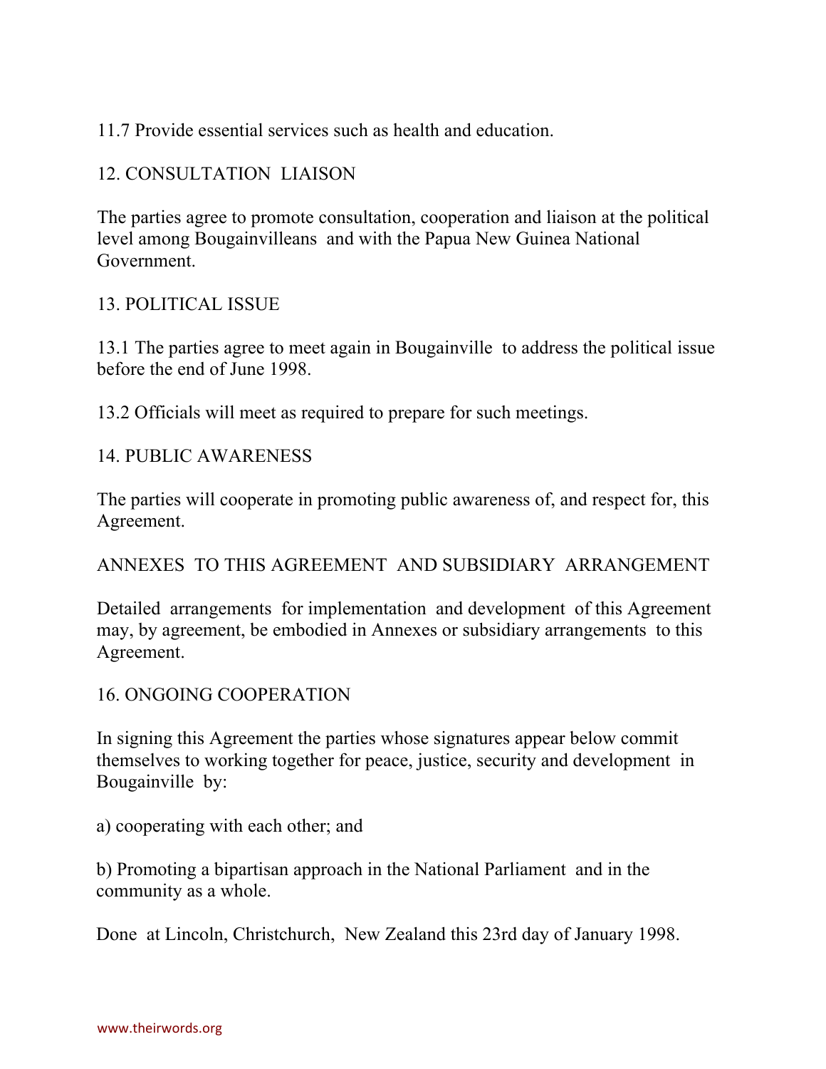11.7 Provide essential services such as health and education.

## 12. CONSULTATION LIAISON

The parties agree to promote consultation, cooperation and liaison at the political level among Bougainvilleans and with the Papua New Guinea National Government.

## 13. POLITICAL ISSUE

13.1 The parties agree to meet again in Bougainville to address the political issue before the end of June 1998.

13.2 Officials will meet as required to prepare for such meetings.

## 14. PUBLIC AWARENESS

The parties will cooperate in promoting public awareness of, and respect for, this Agreement.

## ANNEXES TO THIS AGREEMENT AND SUBSIDIARY ARRANGEMENT

Detailed arrangements for implementation and development of this Agreement may, by agreement, be embodied in Annexes or subsidiary arrangements to this Agreement.

## 16. ONGOING COOPERATION

In signing this Agreement the parties whose signatures appear below commit themselves to working together for peace, justice, security and development in Bougainville by:

a) cooperating with each other; and

b) Promoting a bipartisan approach in the National Parliament and in the community as a whole.

Done at Lincoln, Christchurch, New Zealand this 23rd day of January 1998.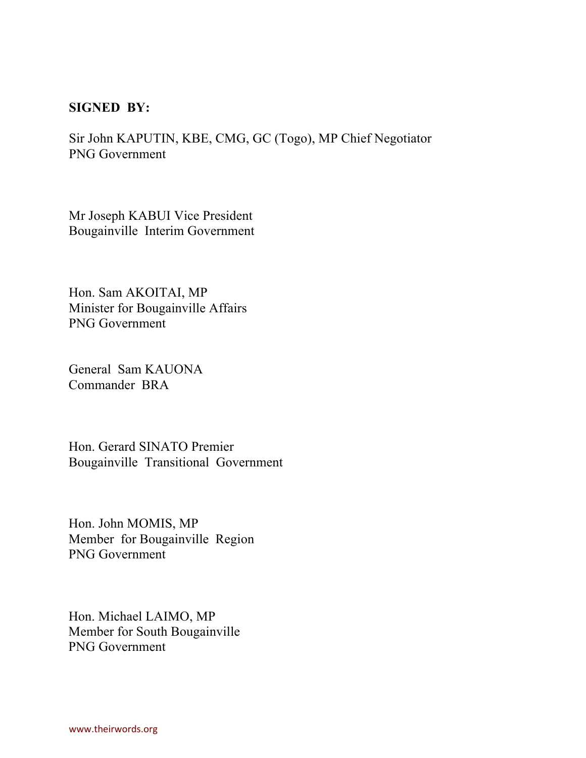**SIGNED BY:**

Sir John KAPUTIN, KBE, CMG, GC (Togo), MP Chief Negotiator
PNG Government

Mr Joseph KABUI Vice President
Bougainville Interim Government

Hon. Sam AKOITAI, MP
Minister for Bougainville Affairs
PNG Government

General Sam KAUONA
Commander BRA

Hon. Gerard SINATO Premier
Bougainville Transitional Government

Hon. John MOMIS, MP
Member for Bougainville Region
PNG Government

Hon. Michael LAIMO, MP
Member for South Bougainville
PNG Government

www.theirwords.org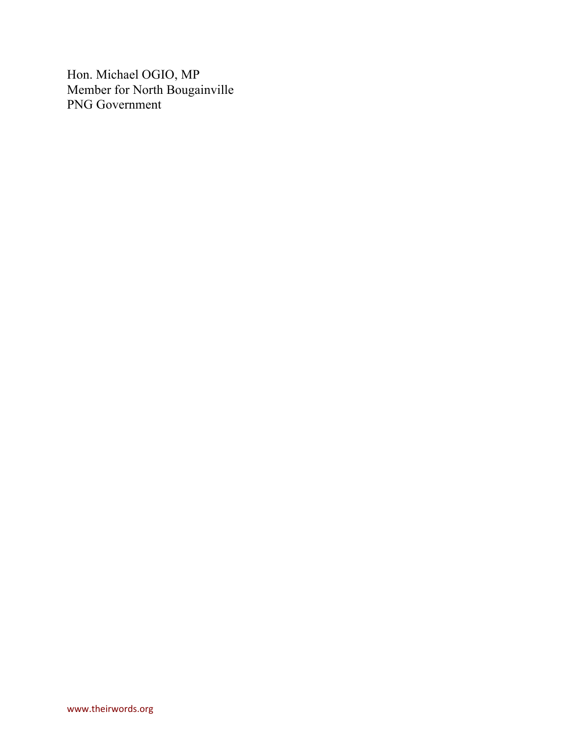Hon. Michael OGIO, MP
Member for North Bougainville
PNG Government